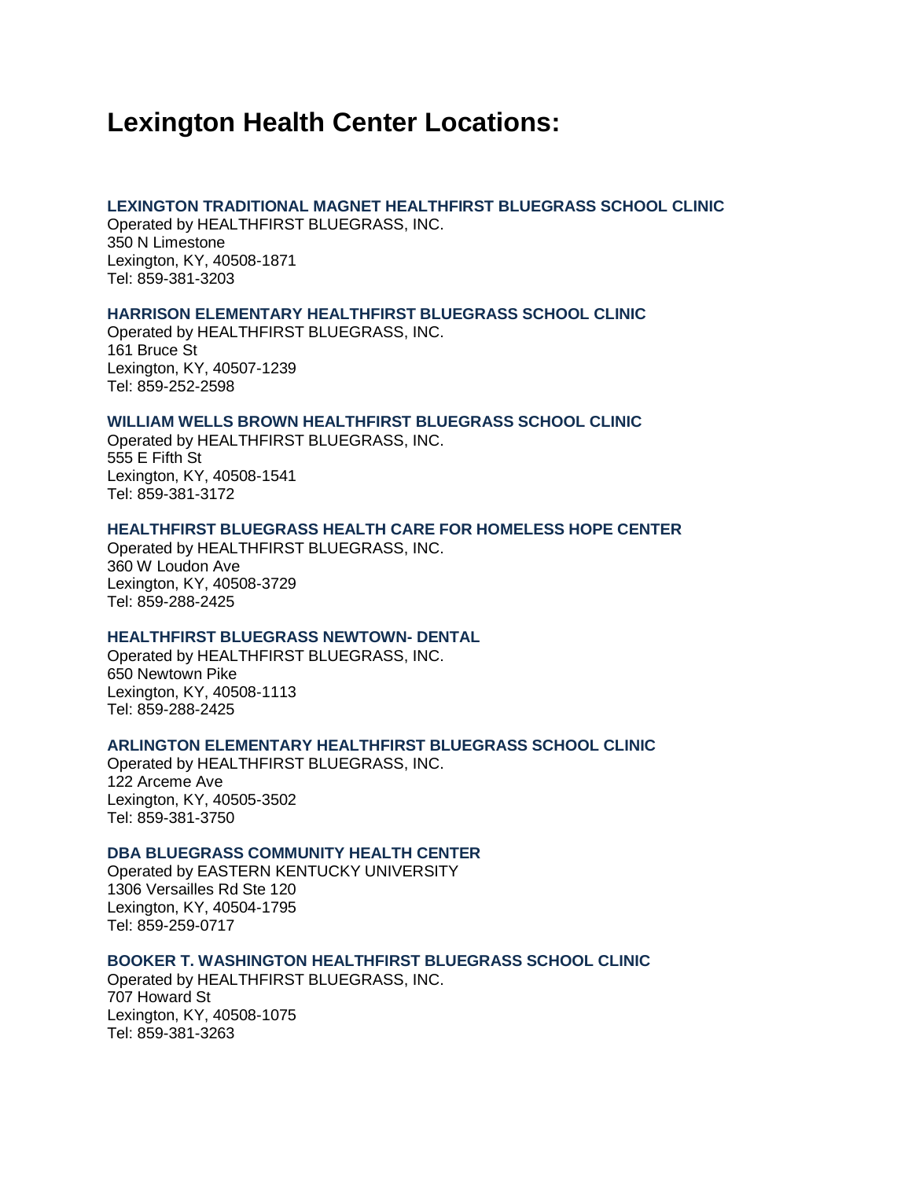# Lexington Health Center Locations:

### LEXINGTON TRADITIONAL MAGNET HEALTHFIRST BLUEGRASS SCHOOL CLINIC

Operated by HEALTHFIRST BLUEGRASS, INC.
350 N Limestone
Lexington, KY, 40508-1871
Tel: 859-381-3203

### HARRISON ELEMENTARY HEALTHFIRST BLUEGRASS SCHOOL CLINIC

Operated by HEALTHFIRST BLUEGRASS, INC.
161 Bruce St
Lexington, KY, 40507-1239
Tel: 859-252-2598

### WILLIAM WELLS BROWN HEALTHFIRST BLUEGRASS SCHOOL CLINIC

Operated by HEALTHFIRST BLUEGRASS, INC.
555 E Fifth St
Lexington, KY, 40508-1541
Tel: 859-381-3172

### HEALTHFIRST BLUEGRASS HEALTH CARE FOR HOMELESS HOPE CENTER

Operated by HEALTHFIRST BLUEGRASS, INC.
360 W Loudon Ave
Lexington, KY, 40508-3729
Tel: 859-288-2425

### HEALTHFIRST BLUEGRASS NEWTOWN- DENTAL

Operated by HEALTHFIRST BLUEGRASS, INC.
650 Newtown Pike
Lexington, KY, 40508-1113
Tel: 859-288-2425

### ARLINGTON ELEMENTARY HEALTHFIRST BLUEGRASS SCHOOL CLINIC

Operated by HEALTHFIRST BLUEGRASS, INC.
122 Arceme Ave
Lexington, KY, 40505-3502
Tel: 859-381-3750

### DBA BLUEGRASS COMMUNITY HEALTH CENTER

Operated by EASTERN KENTUCKY UNIVERSITY
1306 Versailles Rd Ste 120
Lexington, KY, 40504-1795
Tel: 859-259-0717

### BOOKER T. WASHINGTON HEALTHFIRST BLUEGRASS SCHOOL CLINIC

Operated by HEALTHFIRST BLUEGRASS, INC.
707 Howard St
Lexington, KY, 40508-1075
Tel: 859-381-3263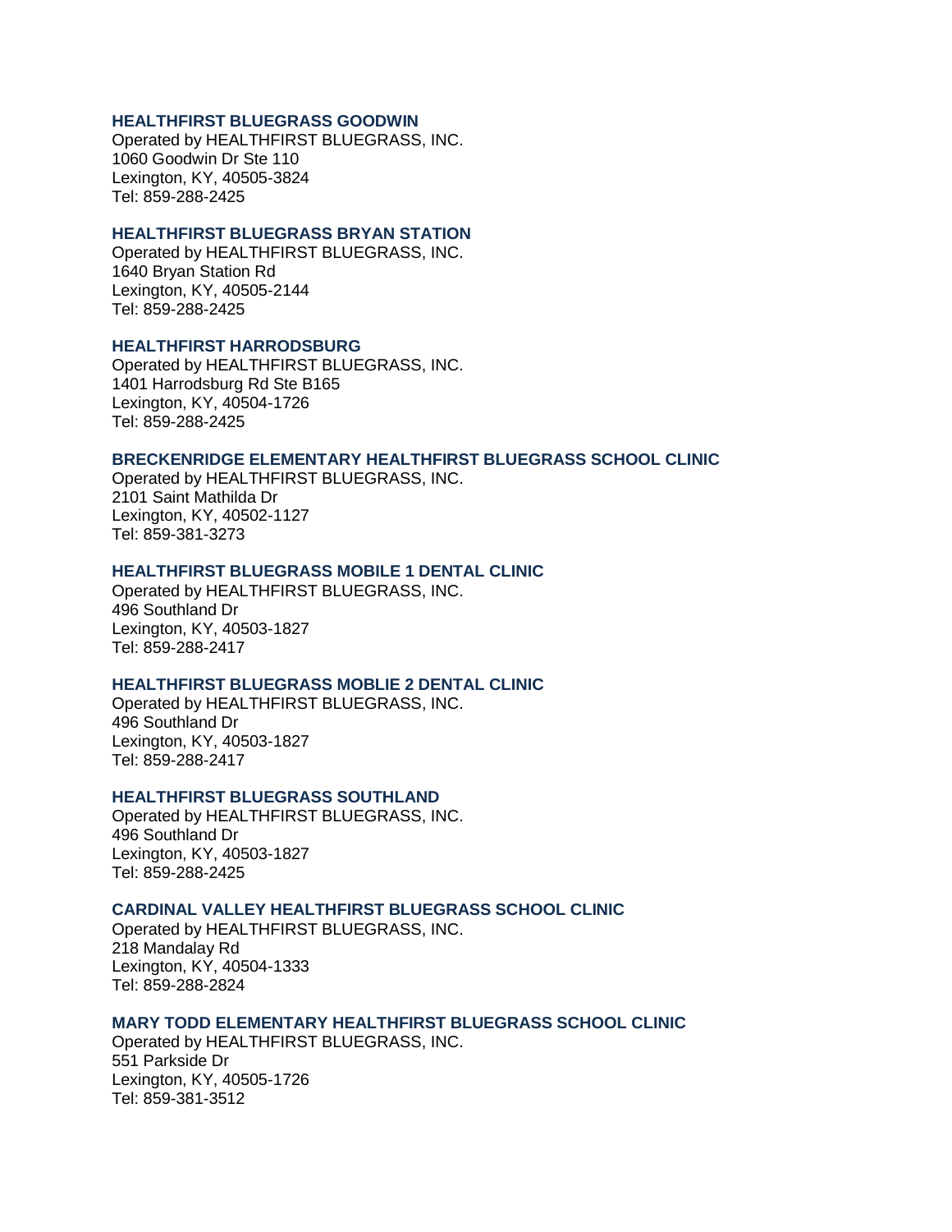### HEALTHFIRST BLUEGRASS GOODWIN

Operated by HEALTHFIRST BLUEGRASS, INC.
1060 Goodwin Dr Ste 110
Lexington, KY, 40505-3824
Tel: 859-288-2425

### HEALTHFIRST BLUEGRASS BRYAN STATION

Operated by HEALTHFIRST BLUEGRASS, INC.
1640 Bryan Station Rd
Lexington, KY, 40505-2144
Tel: 859-288-2425

### HEALTHFIRST HARRODSBURG

Operated by HEALTHFIRST BLUEGRASS, INC.
1401 Harrodsburg Rd Ste B165
Lexington, KY, 40504-1726
Tel: 859-288-2425

### BRECKENRIDGE ELEMENTARY HEALTHFIRST BLUEGRASS SCHOOL CLINIC

Operated by HEALTHFIRST BLUEGRASS, INC.
2101 Saint Mathilda Dr
Lexington, KY, 40502-1127
Tel: 859-381-3273

### HEALTHFIRST BLUEGRASS MOBILE 1 DENTAL CLINIC

Operated by HEALTHFIRST BLUEGRASS, INC.
496 Southland Dr
Lexington, KY, 40503-1827
Tel: 859-288-2417

### HEALTHFIRST BLUEGRASS MOBLIE 2 DENTAL CLINIC

Operated by HEALTHFIRST BLUEGRASS, INC.
496 Southland Dr
Lexington, KY, 40503-1827
Tel: 859-288-2417

### HEALTHFIRST BLUEGRASS SOUTHLAND

Operated by HEALTHFIRST BLUEGRASS, INC.
496 Southland Dr
Lexington, KY, 40503-1827
Tel: 859-288-2425

### CARDINAL VALLEY HEALTHFIRST BLUEGRASS SCHOOL CLINIC

Operated by HEALTHFIRST BLUEGRASS, INC.
218 Mandalay Rd
Lexington, KY, 40504-1333
Tel: 859-288-2824

### MARY TODD ELEMENTARY HEALTHFIRST BLUEGRASS SCHOOL CLINIC

Operated by HEALTHFIRST BLUEGRASS, INC.
551 Parkside Dr
Lexington, KY, 40505-1726
Tel: 859-381-3512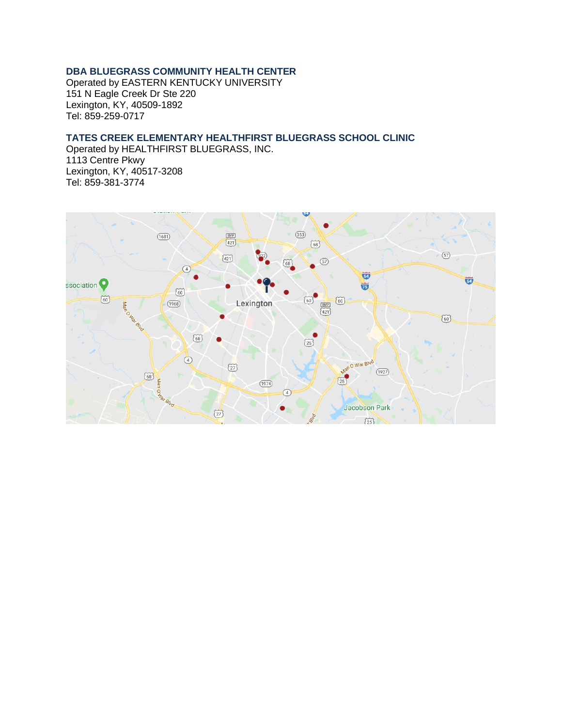### DBA BLUEGRASS COMMUNITY HEALTH CENTER

Operated by EASTERN KENTUCKY UNIVERSITY
151 N Eagle Creek Dr Ste 220
Lexington, KY, 40509-1892
Tel: 859-259-0717

### TATES CREEK ELEMENTARY HEALTHFIRST BLUEGRASS SCHOOL CLINIC

Operated by HEALTHFIRST BLUEGRASS, INC.
1113 Centre Pkwy
Lexington, KY, 40517-3208
Tel: 859-381-3774